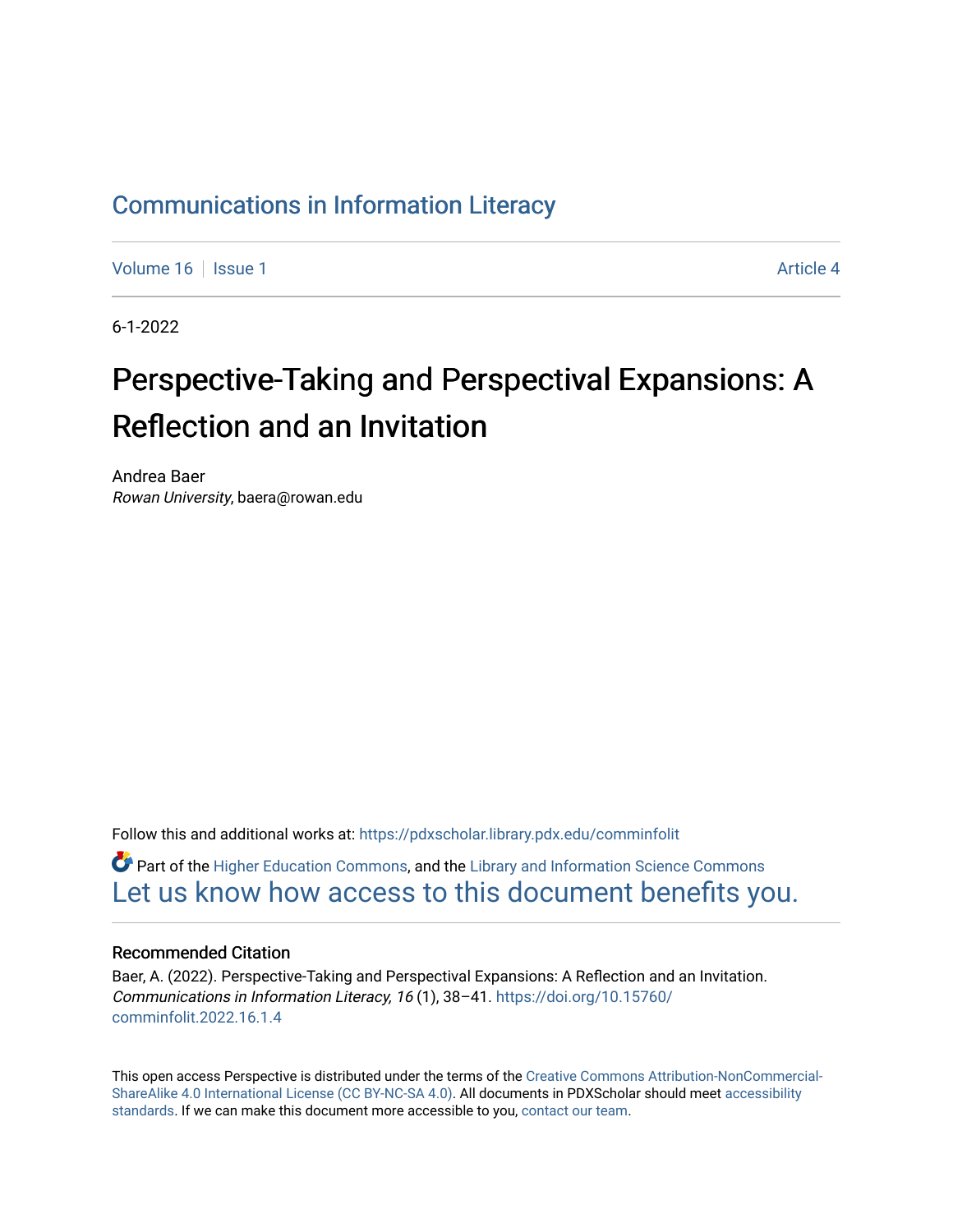# Communications in Information Literacy

Volume 16 | Issue 1 | Article 4

6-1-2022

# Perspective-Taking and Perspectival Expansions: A Reflection and an Invitation

Andrea Baer
*Rowan University*, baera@rowan.edu

Follow this and additional works at: https://pdxscholar.library.pdx.edu/comminfolit

Part of the Higher Education Commons, and the Library and Information Science Commons
Let us know how access to this document benefits you.

## Recommended Citation

Baer, A. (2022). Perspective-Taking and Perspectival Expansions: A Reflection and an Invitation. *Communications in Information Literacy, 16* (1), 38–41. https://doi.org/10.15760/comminfolit.2022.16.1.4

This open access Perspective is distributed under the terms of the Creative Commons Attribution-NonCommercial-ShareAlike 4.0 International License (CC BY-NC-SA 4.0). All documents in PDXScholar should meet accessibility standards. If we can make this document more accessible to you, contact our team.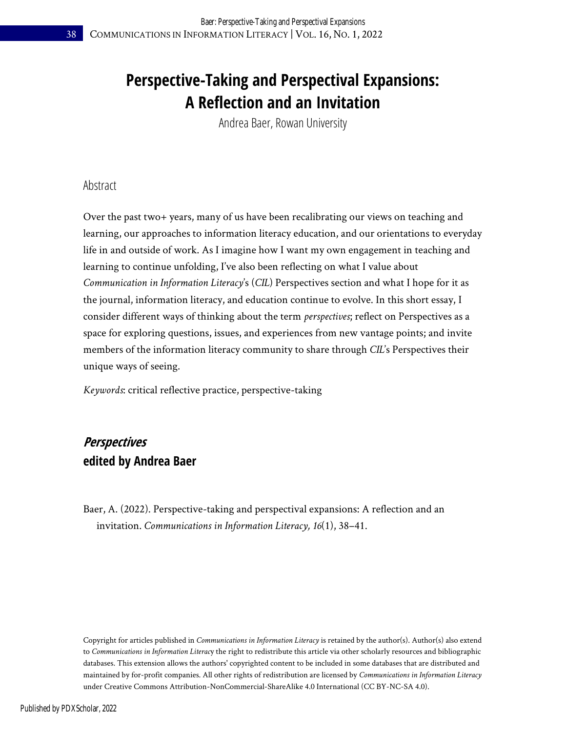# Perspective-Taking and Perspectival Expansions: A Reflection and an Invitation

Andrea Baer, Rowan University

## Abstract

Over the past two+ years, many of us have been recalibrating our views on teaching and learning, our approaches to information literacy education, and our orientations to everyday life in and outside of work. As I imagine how I want my own engagement in teaching and learning to continue unfolding, I've also been reflecting on what I value about *Communication in Information Literacy*'s (*CIL*) Perspectives section and what I hope for it as the journal, information literacy, and education continue to evolve. In this short essay, I consider different ways of thinking about the term *perspectives*; reflect on Perspectives as a space for exploring questions, issues, and experiences from new vantage points; and invite members of the information literacy community to share through *CIL*'s Perspectives their unique ways of seeing.

*Keywords*: critical reflective practice, perspective-taking

### *Perspectives*
### edited by Andrea Baer

Baer, A. (2022). Perspective-taking and perspectival expansions: A reflection and an invitation. *Communications in Information Literacy, 16*(1), 38–41.

Copyright for articles published in *Communications in Information Literacy* is retained by the author(s). Author(s) also extend to *Communications in Information Literacy* the right to redistribute this article via other scholarly resources and bibliographic databases. This extension allows the authors' copyrighted content to be included in some databases that are distributed and maintained by for-profit companies. All other rights of redistribution are licensed by *Communications in Information Literacy* under Creative Commons Attribution-NonCommercial-ShareAlike 4.0 International (CC BY-NC-SA 4.0).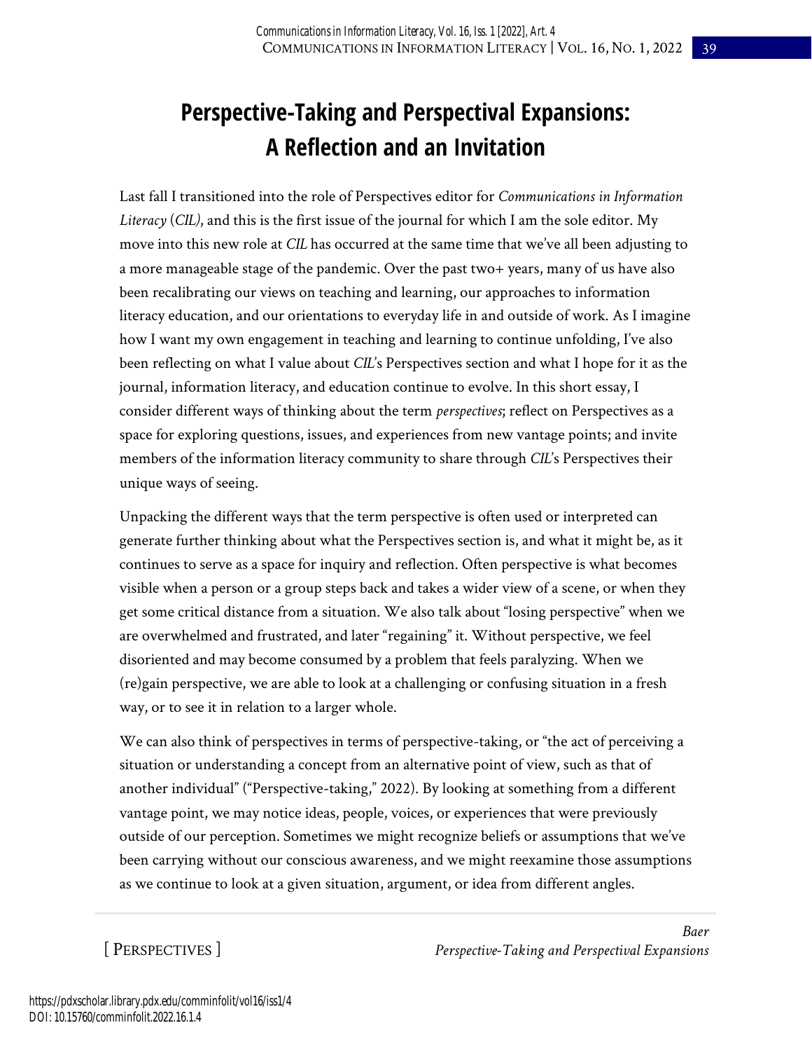# Perspective-Taking and Perspectival Expansions: A Reflection and an Invitation

Last fall I transitioned into the role of Perspectives editor for *Communications in Information Literacy* (*CIL)*, and this is the first issue of the journal for which I am the sole editor. My move into this new role at *CIL* has occurred at the same time that we've all been adjusting to a more manageable stage of the pandemic. Over the past two+ years, many of us have also been recalibrating our views on teaching and learning, our approaches to information literacy education, and our orientations to everyday life in and outside of work. As I imagine how I want my own engagement in teaching and learning to continue unfolding, I've also been reflecting on what I value about *CIL*'s Perspectives section and what I hope for it as the journal, information literacy, and education continue to evolve. In this short essay, I consider different ways of thinking about the term *perspectives*; reflect on Perspectives as a space for exploring questions, issues, and experiences from new vantage points; and invite members of the information literacy community to share through *CIL*'s Perspectives their unique ways of seeing.

Unpacking the different ways that the term perspective is often used or interpreted can generate further thinking about what the Perspectives section is, and what it might be, as it continues to serve as a space for inquiry and reflection. Often perspective is what becomes visible when a person or a group steps back and takes a wider view of a scene, or when they get some critical distance from a situation. We also talk about "losing perspective" when we are overwhelmed and frustrated, and later "regaining" it. Without perspective, we feel disoriented and may become consumed by a problem that feels paralyzing. When we (re)gain perspective, we are able to look at a challenging or confusing situation in a fresh way, or to see it in relation to a larger whole.

We can also think of perspectives in terms of perspective-taking, or "the act of perceiving a situation or understanding a concept from an alternative point of view, such as that of another individual" ("Perspective-taking," 2022). By looking at something from a different vantage point, we may notice ideas, people, voices, or experiences that were previously outside of our perception. Sometimes we might recognize beliefs or assumptions that we've been carrying without our conscious awareness, and we might reexamine those assumptions as we continue to look at a given situation, argument, or idea from different angles.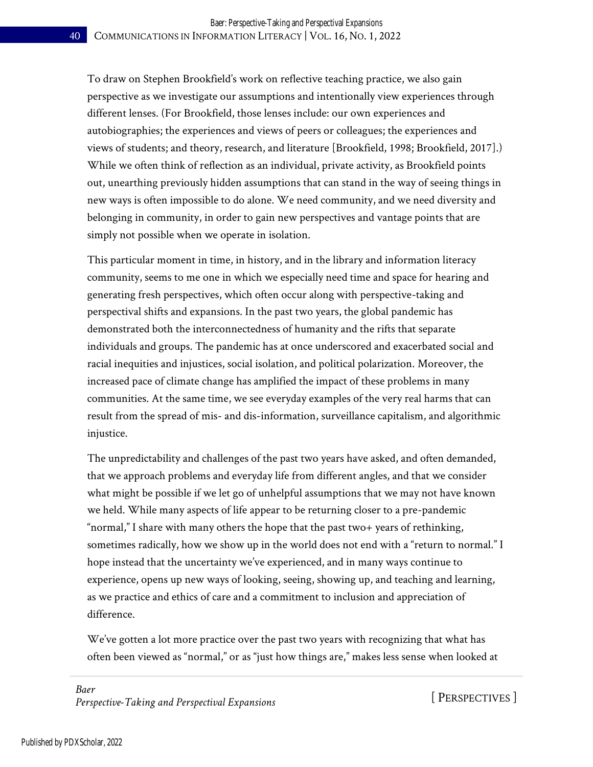To draw on Stephen Brookfield's work on reflective teaching practice, we also gain perspective as we investigate our assumptions and intentionally view experiences through different lenses. (For Brookfield, those lenses include: our own experiences and autobiographies; the experiences and views of peers or colleagues; the experiences and views of students; and theory, research, and literature [Brookfield, 1998; Brookfield, 2017].) While we often think of reflection as an individual, private activity, as Brookfield points out, unearthing previously hidden assumptions that can stand in the way of seeing things in new ways is often impossible to do alone. We need community, and we need diversity and belonging in community, in order to gain new perspectives and vantage points that are simply not possible when we operate in isolation.

This particular moment in time, in history, and in the library and information literacy community, seems to me one in which we especially need time and space for hearing and generating fresh perspectives, which often occur along with perspective-taking and perspectival shifts and expansions. In the past two years, the global pandemic has demonstrated both the interconnectedness of humanity and the rifts that separate individuals and groups. The pandemic has at once underscored and exacerbated social and racial inequities and injustices, social isolation, and political polarization. Moreover, the increased pace of climate change has amplified the impact of these problems in many communities. At the same time, we see everyday examples of the very real harms that can result from the spread of mis- and dis-information, surveillance capitalism, and algorithmic injustice.

The unpredictability and challenges of the past two years have asked, and often demanded, that we approach problems and everyday life from different angles, and that we consider what might be possible if we let go of unhelpful assumptions that we may not have known we held. While many aspects of life appear to be returning closer to a pre-pandemic "normal," I share with many others the hope that the past two+ years of rethinking, sometimes radically, how we show up in the world does not end with a "return to normal." I hope instead that the uncertainty we've experienced, and in many ways continue to experience, opens up new ways of looking, seeing, showing up, and teaching and learning, as we practice and ethics of care and a commitment to inclusion and appreciation of difference.

We've gotten a lot more practice over the past two years with recognizing that what has often been viewed as "normal," or as "just how things are," makes less sense when looked at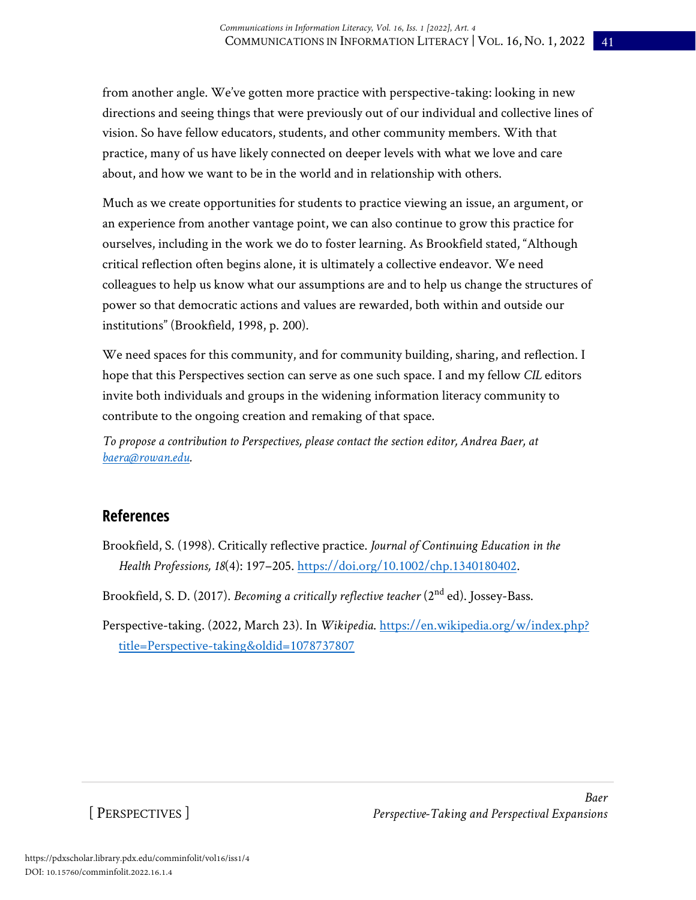from another angle. We've gotten more practice with perspective-taking: looking in new directions and seeing things that were previously out of our individual and collective lines of vision. So have fellow educators, students, and other community members. With that practice, many of us have likely connected on deeper levels with what we love and care about, and how we want to be in the world and in relationship with others.

Much as we create opportunities for students to practice viewing an issue, an argument, or an experience from another vantage point, we can also continue to grow this practice for ourselves, including in the work we do to foster learning. As Brookfield stated, "Although critical reflection often begins alone, it is ultimately a collective endeavor. We need colleagues to help us know what our assumptions are and to help us change the structures of power so that democratic actions and values are rewarded, both within and outside our institutions" (Brookfield, 1998, p. 200).

We need spaces for this community, and for community building, sharing, and reflection. I hope that this Perspectives section can serve as one such space. I and my fellow *CIL* editors invite both individuals and groups in the widening information literacy community to contribute to the ongoing creation and remaking of that space.

*To propose a contribution to Perspectives, please contact the section editor, Andrea Baer, at [baera@rowan.edu](mailto:baera@rowan.edu).*

## References

Brookfield, S. (1998). Critically reflective practice. *Journal of Continuing Education in the Health Professions, 18*(4): 197–205. https://doi.org/10.1002/chp.1340180402.

Brookfield, S. D. (2017). *Becoming a critically reflective teacher* (2nd ed). Jossey-Bass.

Perspective-taking. (2022, March 23). In *Wikipedia*. https://en.wikipedia.org/w/index.php?title=Perspective-taking&oldid=1078737807